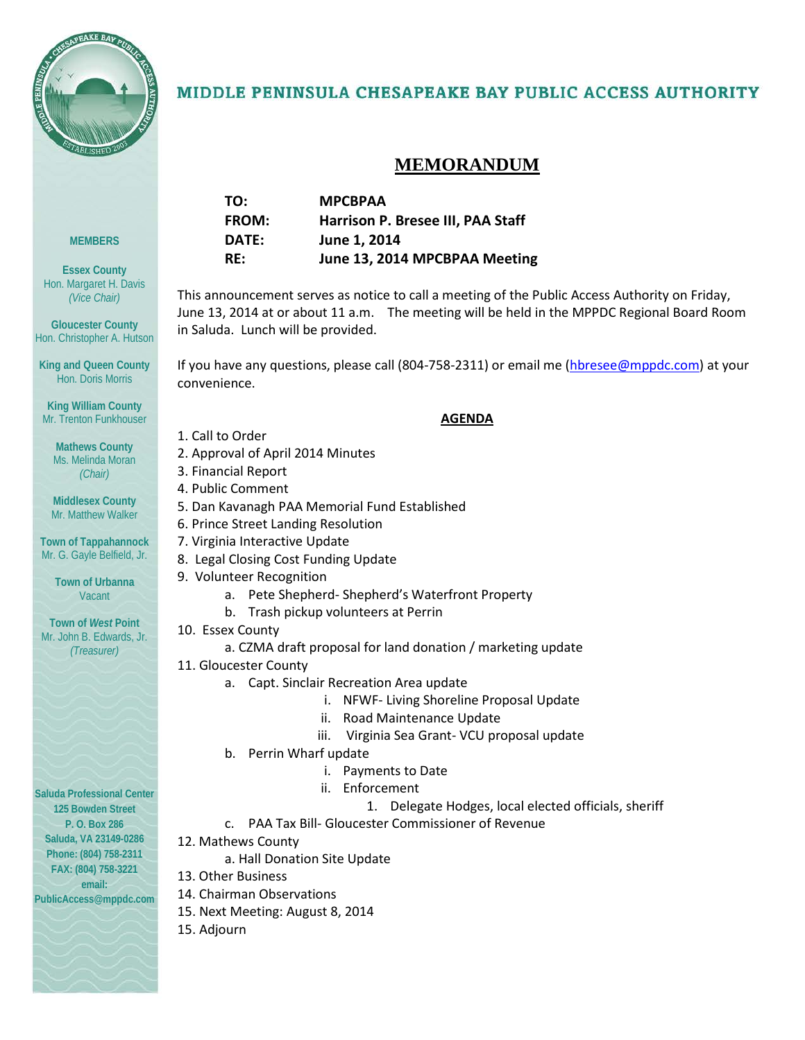# MIDDLE PENINSULA CHESAPEAKE BAY PUBLIC ACCESS AUTHORITY

**MEMBERS**

**Essex County**
Hon. Margaret H. Davis
*(Vice Chair)*

**Gloucester County**
Hon. Christopher A. Hutson

**King and Queen County**
Hon. Doris Morris

**King William County**
Mr. Trenton Funkhouser

**Mathews County**
Ms. Melinda Moran
*(Chair)*

**Middlesex County**
Mr. Matthew Walker

**Town of Tappahannock**
Mr. G. Gayle Belfield, Jr.

**Town of Urbanna**
Vacant

**Town of *West* Point**
Mr. John B. Edwards, Jr.
*(Treasurer)*

**Saluda Professional Center**
**125 Bowden Street**
**P. O. Box 286**
**Saluda, VA 23149-0286**
**Phone: (804) 758-2311**
**FAX: (804) 758-3221**
**email:**
**PublicAccess@mppdc.com**

## MEMORANDUM

**TO:** **MPCBPAA**
**FROM:** **Harrison P. Bresee III, PAA Staff**
**DATE:** **June 1, 2014**
**RE:** **June 13, 2014 MPCBPAA Meeting**

This announcement serves as notice to call a meeting of the Public Access Authority on Friday, June 13, 2014 at or about 11 a.m. The meeting will be held in the MPPDC Regional Board Room in Saluda. Lunch will be provided.

If you have any questions, please call (804-758-2311) or email me (hbresee@mppdc.com) at your convenience.

**AGENDA**

1. Call to Order
2. Approval of April 2014 Minutes
3. Financial Report
4. Public Comment
5. Dan Kavanagh PAA Memorial Fund Established
6. Prince Street Landing Resolution
7. Virginia Interactive Update
8. Legal Closing Cost Funding Update
9. Volunteer Recognition
   a. Pete Shepherd- Shepherd's Waterfront Property
   b. Trash pickup volunteers at Perrin
10. Essex County
    a. CZMA draft proposal for land donation / marketing update
11. Gloucester County
    a. Capt. Sinclair Recreation Area update
       i. NFWF- Living Shoreline Proposal Update
       ii. Road Maintenance Update
       iii. Virginia Sea Grant- VCU proposal update
    b. Perrin Wharf update
       i. Payments to Date
       ii. Enforcement
          1. Delegate Hodges, local elected officials, sheriff
    c. PAA Tax Bill- Gloucester Commissioner of Revenue
12. Mathews County
    a. Hall Donation Site Update
13. Other Business
14. Chairman Observations
15. Next Meeting: August 8, 2014
15. Adjourn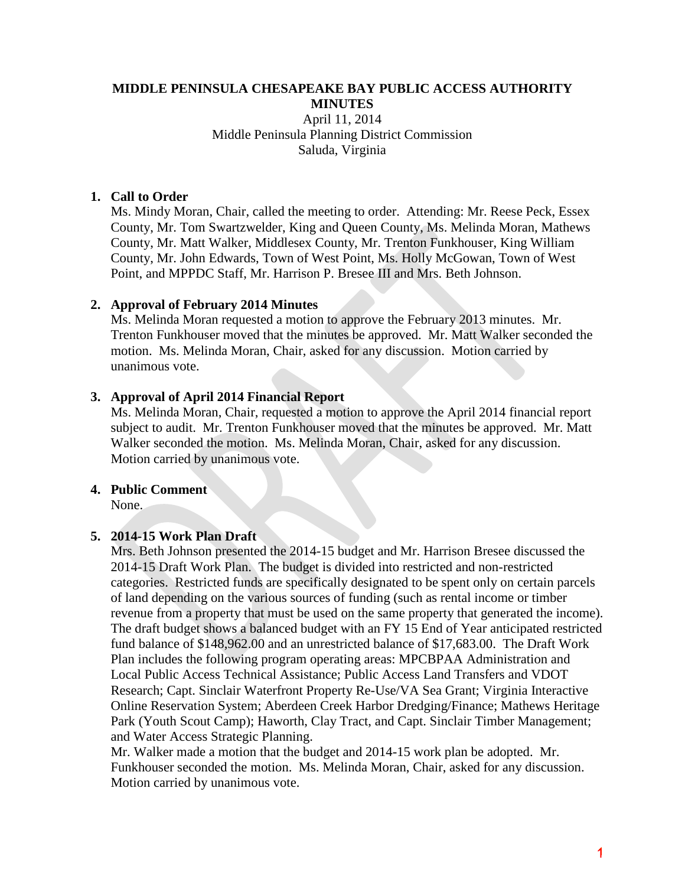**MIDDLE PENINSULA CHESAPEAKE BAY PUBLIC ACCESS AUTHORITY MINUTES**

April 11, 2014
Middle Peninsula Planning District Commission
Saluda, Virginia

1. **Call to Order**
   Ms. Mindy Moran, Chair, called the meeting to order. Attending: Mr. Reese Peck, Essex County, Mr. Tom Swartzwelder, King and Queen County, Ms. Melinda Moran, Mathews County, Mr. Matt Walker, Middlesex County, Mr. Trenton Funkhouser, King William County, Mr. John Edwards, Town of West Point, Ms. Holly McGowan, Town of West Point, and MPPDC Staff, Mr. Harrison P. Bresee III and Mrs. Beth Johnson.

2. **Approval of February 2014 Minutes**
   Ms. Melinda Moran requested a motion to approve the February 2013 minutes. Mr. Trenton Funkhouser moved that the minutes be approved. Mr. Matt Walker seconded the motion. Ms. Melinda Moran, Chair, asked for any discussion. Motion carried by unanimous vote.

3. **Approval of April 2014 Financial Report**
   Ms. Melinda Moran, Chair, requested a motion to approve the April 2014 financial report subject to audit. Mr. Trenton Funkhouser moved that the minutes be approved. Mr. Matt Walker seconded the motion. Ms. Melinda Moran, Chair, asked for any discussion. Motion carried by unanimous vote.

4. **Public Comment**
   None.

5. **2014-15 Work Plan Draft**
   Mrs. Beth Johnson presented the 2014-15 budget and Mr. Harrison Bresee discussed the 2014-15 Draft Work Plan. The budget is divided into restricted and non-restricted categories. Restricted funds are specifically designated to be spent only on certain parcels of land depending on the various sources of funding (such as rental income or timber revenue from a property that must be used on the same property that generated the income). The draft budget shows a balanced budget with an FY 15 End of Year anticipated restricted fund balance of $148,962.00 and an unrestricted balance of $17,683.00. The Draft Work Plan includes the following program operating areas: MPCBPAA Administration and Local Public Access Technical Assistance; Public Access Land Transfers and VDOT Research; Capt. Sinclair Waterfront Property Re-Use/VA Sea Grant; Virginia Interactive Online Reservation System; Aberdeen Creek Harbor Dredging/Finance; Mathews Heritage Park (Youth Scout Camp); Haworth, Clay Tract, and Capt. Sinclair Timber Management; and Water Access Strategic Planning.
   Mr. Walker made a motion that the budget and 2014-15 work plan be adopted. Mr. Funkhouser seconded the motion. Ms. Melinda Moran, Chair, asked for any discussion. Motion carried by unanimous vote.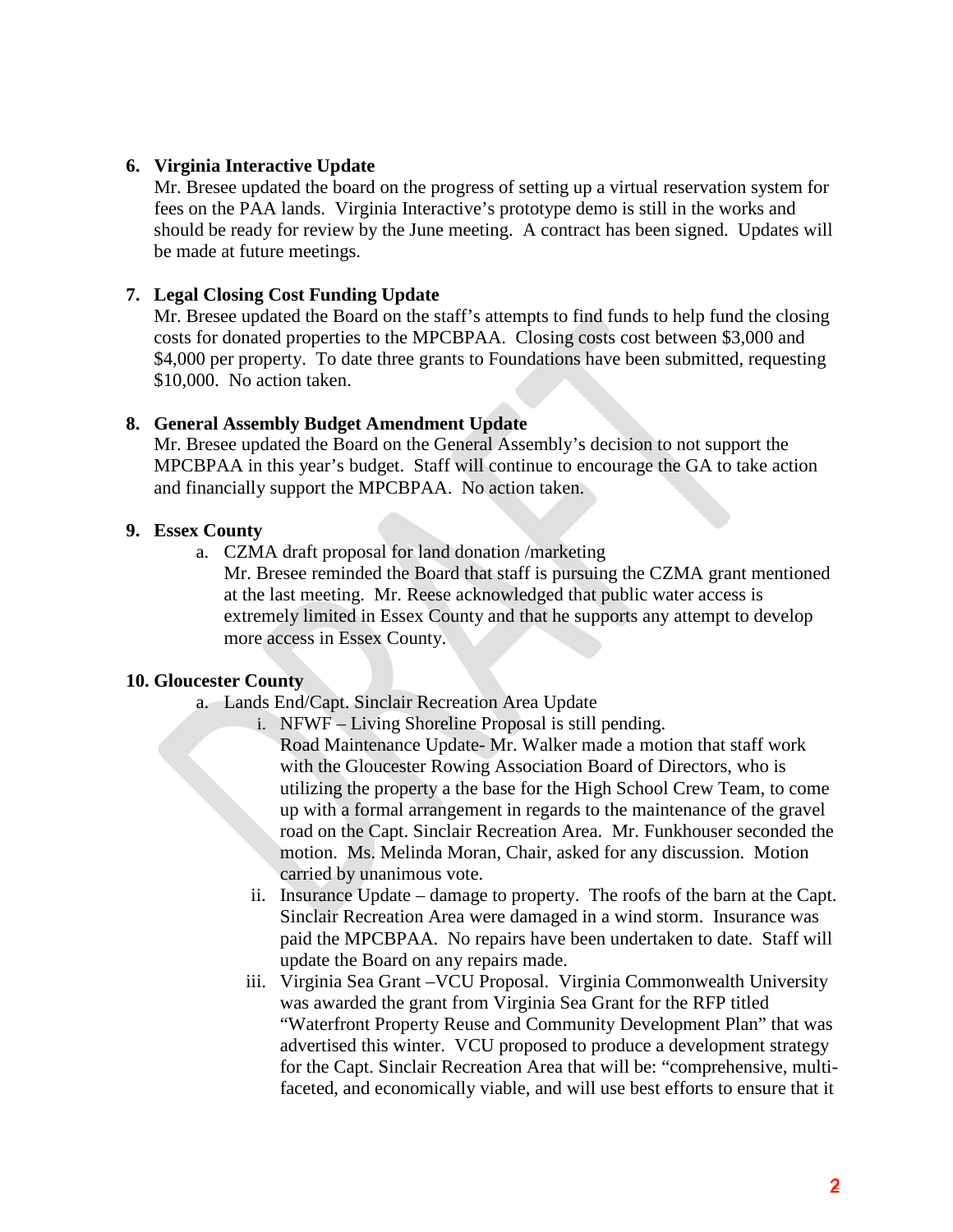6. **Virginia Interactive Update**
   Mr. Bresee updated the board on the progress of setting up a virtual reservation system for fees on the PAA lands. Virginia Interactive's prototype demo is still in the works and should be ready for review by the June meeting. A contract has been signed. Updates will be made at future meetings.

7. **Legal Closing Cost Funding Update**
   Mr. Bresee updated the Board on the staff's attempts to find funds to help fund the closing costs for donated properties to the MPCBPAA. Closing costs cost between $3,000 and $4,000 per property. To date three grants to Foundations have been submitted, requesting $10,000. No action taken.

8. **General Assembly Budget Amendment Update**
   Mr. Bresee updated the Board on the General Assembly's decision to not support the MPCBPAA in this year's budget. Staff will continue to encourage the GA to take action and financially support the MPCBPAA. No action taken.

9. **Essex County**
   a. CZMA draft proposal for land donation /marketing
      Mr. Bresee reminded the Board that staff is pursuing the CZMA grant mentioned at the last meeting. Mr. Reese acknowledged that public water access is extremely limited in Essex County and that he supports any attempt to develop more access in Essex County.

10. **Gloucester County**
    a. Lands End/Capt. Sinclair Recreation Area Update
       i. NFWF – Living Shoreline Proposal is still pending.
          Road Maintenance Update- Mr. Walker made a motion that staff work with the Gloucester Rowing Association Board of Directors, who is utilizing the property a the base for the High School Crew Team, to come up with a formal arrangement in regards to the maintenance of the gravel road on the Capt. Sinclair Recreation Area. Mr. Funkhouser seconded the motion. Ms. Melinda Moran, Chair, asked for any discussion. Motion carried by unanimous vote.
       ii. Insurance Update – damage to property. The roofs of the barn at the Capt. Sinclair Recreation Area were damaged in a wind storm. Insurance was paid the MPCBPAA. No repairs have been undertaken to date. Staff will update the Board on any repairs made.
       iii. Virginia Sea Grant –VCU Proposal. Virginia Commonwealth University was awarded the grant from Virginia Sea Grant for the RFP titled "Waterfront Property Reuse and Community Development Plan" that was advertised this winter. VCU proposed to produce a development strategy for the Capt. Sinclair Recreation Area that will be: "comprehensive, multi-faceted, and economically viable, and will use best efforts to ensure that it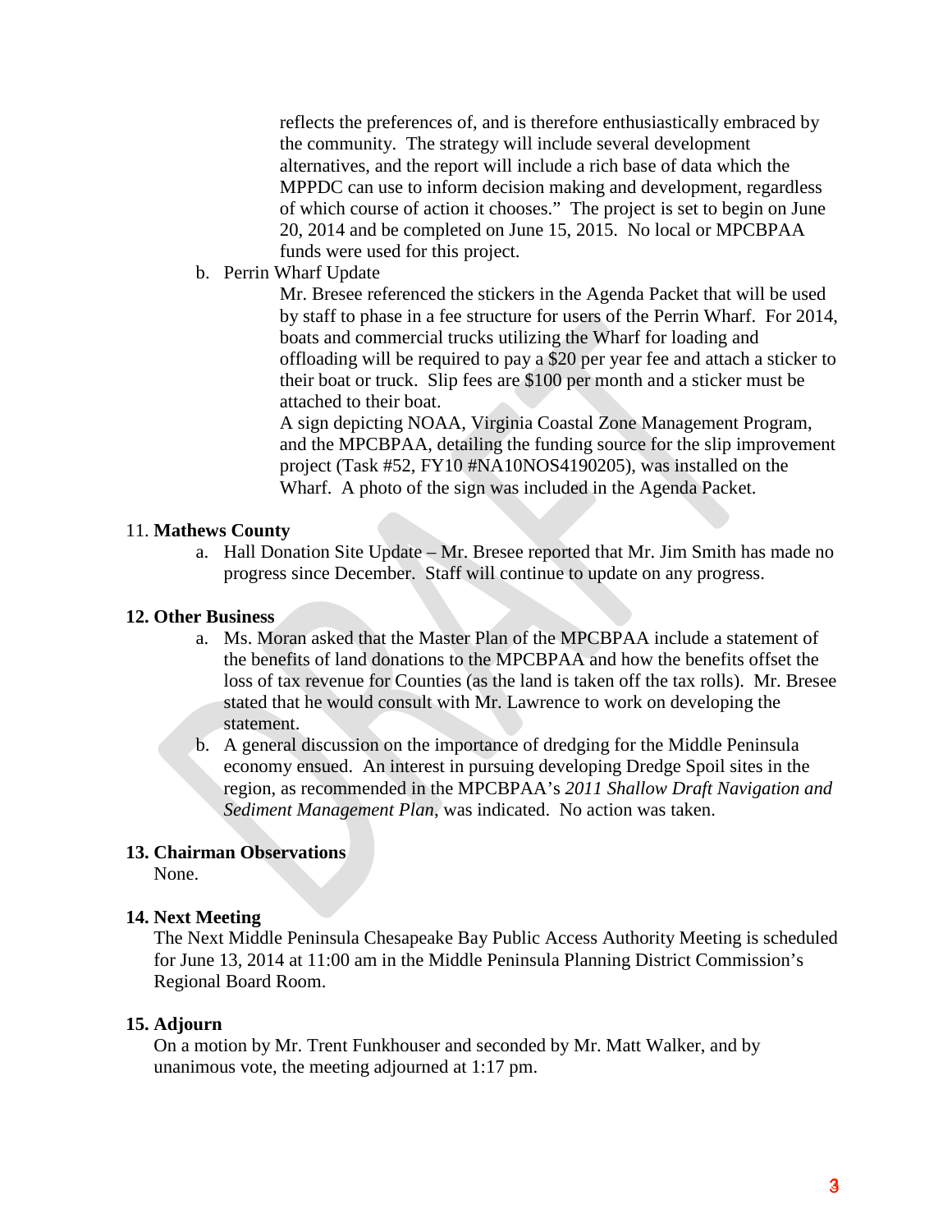reflects the preferences of, and is therefore enthusiastically embraced by the community. The strategy will include several development alternatives, and the report will include a rich base of data which the MPPDC can use to inform decision making and development, regardless of which course of action it chooses." The project is set to begin on June 20, 2014 and be completed on June 15, 2015. No local or MPCBPAA funds were used for this project.

b. Perrin Wharf Update

Mr. Bresee referenced the stickers in the Agenda Packet that will be used by staff to phase in a fee structure for users of the Perrin Wharf. For 2014, boats and commercial trucks utilizing the Wharf for loading and offloading will be required to pay a $20 per year fee and attach a sticker to their boat or truck. Slip fees are $100 per month and a sticker must be attached to their boat.

A sign depicting NOAA, Virginia Coastal Zone Management Program, and the MPCBPAA, detailing the funding source for the slip improvement project (Task #52, FY10 #NA10NOS4190205), was installed on the Wharf. A photo of the sign was included in the Agenda Packet.

11. **Mathews County**

a. Hall Donation Site Update – Mr. Bresee reported that Mr. Jim Smith has made no progress since December. Staff will continue to update on any progress.

**12. Other Business**

a. Ms. Moran asked that the Master Plan of the MPCBPAA include a statement of the benefits of land donations to the MPCBPAA and how the benefits offset the loss of tax revenue for Counties (as the land is taken off the tax rolls). Mr. Bresee stated that he would consult with Mr. Lawrence to work on developing the statement.

b. A general discussion on the importance of dredging for the Middle Peninsula economy ensued. An interest in pursuing developing Dredge Spoil sites in the region, as recommended in the MPCBPAA's *2011 Shallow Draft Navigation and Sediment Management Plan*, was indicated. No action was taken.

**13. Chairman Observations**

None.

**14. Next Meeting**

The Next Middle Peninsula Chesapeake Bay Public Access Authority Meeting is scheduled for June 13, 2014 at 11:00 am in the Middle Peninsula Planning District Commission's Regional Board Room.

**15. Adjourn**

On a motion by Mr. Trent Funkhouser and seconded by Mr. Matt Walker, and by unanimous vote, the meeting adjourned at 1:17 pm.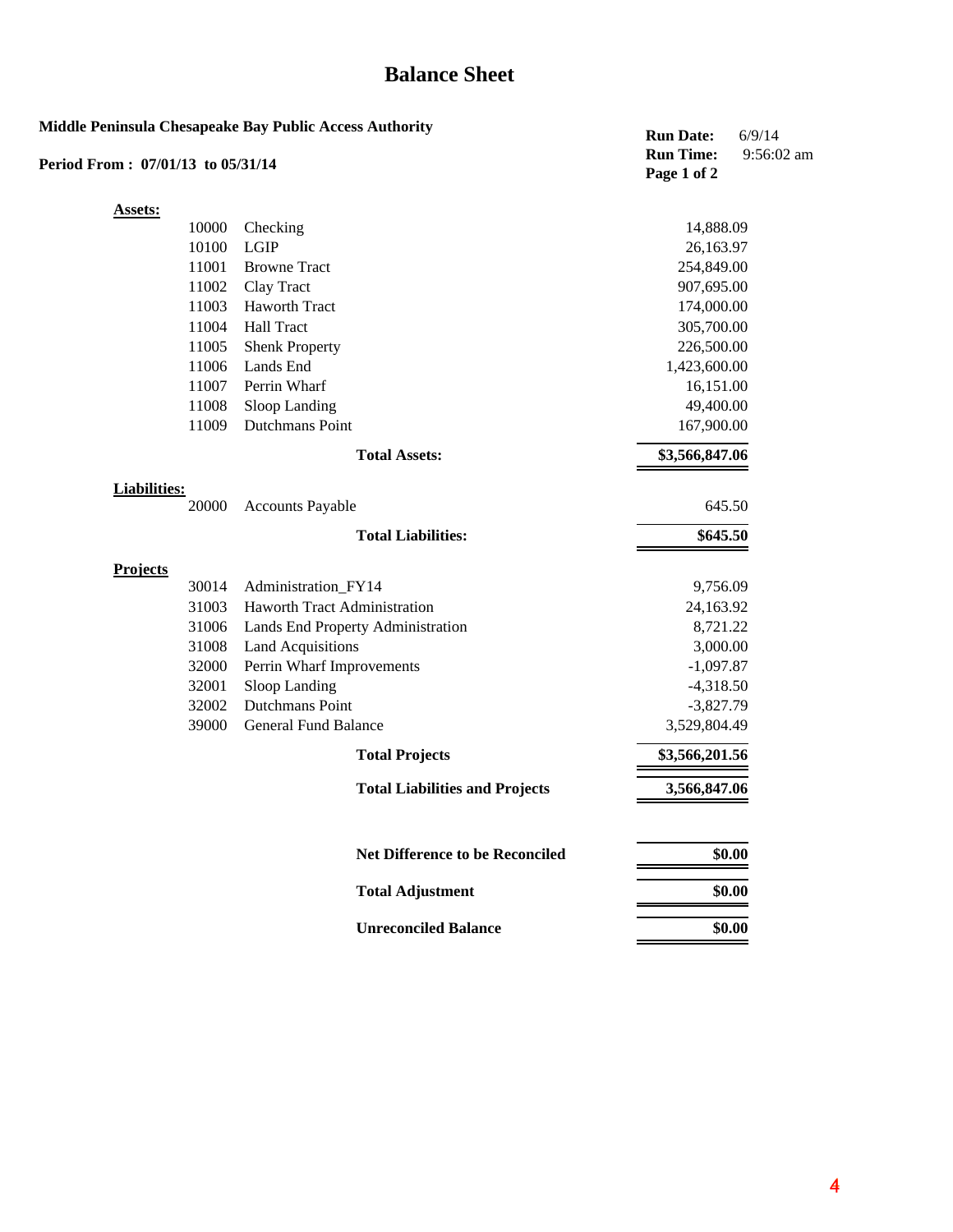# Balance Sheet

**Middle Peninsula Chesapeake Bay Public Access Authority**

**Period From : 07/01/13 to 05/31/14**

**Run Date:** 6/9/14
**Run Time:** 9:56:02 am

| | | | |
|---|---|---|---|
| **Assets:** | | | |
| | 10000 | Checking | 14,888.09 |
| | 10100 | LGIP | 26,163.97 |
| | 11001 | Browne Tract | 254,849.00 |
| | 11002 | Clay Tract | 907,695.00 |
| | 11003 | Haworth Tract | 174,000.00 |
| | 11004 | Hall Tract | 305,700.00 |
| | 11005 | Shenk Property | 226,500.00 |
| | 11006 | Lands End | 1,423,600.00 |
| | 11007 | Perrin Wharf | 16,151.00 |
| | 11008 | Sloop Landing | 49,400.00 |
| | 11009 | Dutchmans Point | 167,900.00 |
| | | **Total Assets:** | **$3,566,847.06** |
| **Liabilities:** | | | |
| | 20000 | Accounts Payable | 645.50 |
| | | **Total Liabilities:** | **$645.50** |
| **Projects** | | | |
| | 30014 | Administration_FY14 | 9,756.09 |
| | 31003 | Haworth Tract Administration | 24,163.92 |
| | 31006 | Lands End Property Administration | 8,721.22 |
| | 31008 | Land Acquisitions | 3,000.00 |
| | 32000 | Perrin Wharf Improvements | -1,097.87 |
| | 32001 | Sloop Landing | -4,318.50 |
| | 32002 | Dutchmans Point | -3,827.79 |
| | 39000 | General Fund Balance | 3,529,804.49 |
| | | **Total Projects** | **$3,566,201.56** |
| | | **Total Liabilities and Projects** | **3,566,847.06** |
| | | **Net Difference to be Reconciled** | **$0.00** |
| | | **Total Adjustment** | **$0.00** |
| | | **Unreconciled Balance** | **$0.00** |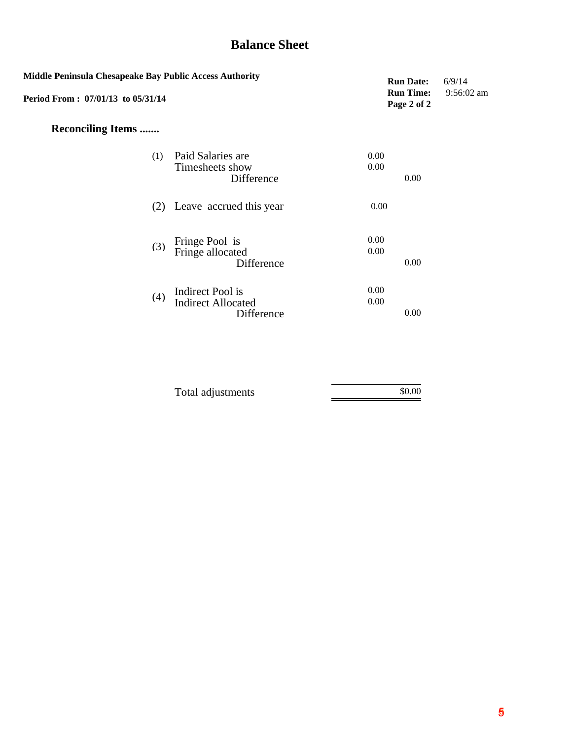# Balance Sheet

**Middle Peninsula Chesapeake Bay Public Access Authority**

**Period From : 07/01/13 to 05/31/14**

**Run Date:** 6/9/14
**Run Time:** 9:56:02 am

## Reconciling Items .......

| | | | |
|---|---|---|---|
| (1) | Paid Salaries are | 0.00 | |
| | Timesheets show | 0.00 | |
| | Difference | | 0.00 |
| (2) | Leave accrued this year | 0.00 | |
| (3) | Fringe Pool is | 0.00 | |
| | Fringe allocated | 0.00 | |
| | Difference | | 0.00 |
| (4) | Indirect Pool is | 0.00 | |
| | Indirect Allocated | 0.00 | |
| | Difference | | 0.00 |
| | Total adjustments | | $0.00 |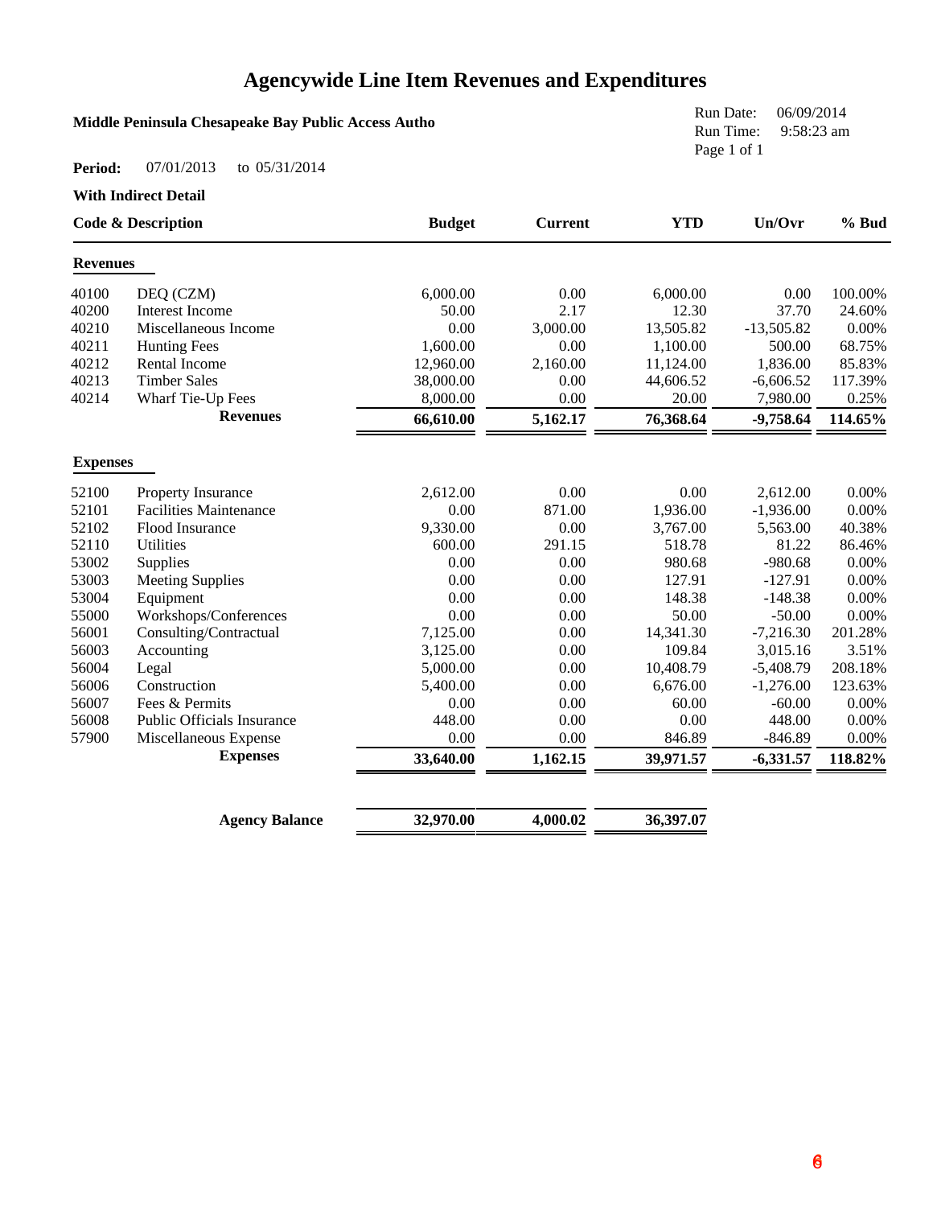# Agencywide Line Item Revenues and Expenditures

**Middle Peninsula Chesapeake Bay Public Access Autho**

Run Date: 06/09/2014
Run Time: 9:58:23 am

**Period:** 07/01/2013 to 05/31/2014

**With Indirect Detail**

| Code & Description | | Budget | Current | YTD | Un/Ovr | % Bud |
|---|---|---|---|---|---|---|
| **Revenues** | | | | | | |
| 40100 | DEQ (CZM) | 6,000.00 | 0.00 | 6,000.00 | 0.00 | 100.00% |
| 40200 | Interest Income | 50.00 | 2.17 | 12.30 | 37.70 | 24.60% |
| 40210 | Miscellaneous Income | 0.00 | 3,000.00 | 13,505.82 | -13,505.82 | 0.00% |
| 40211 | Hunting Fees | 1,600.00 | 0.00 | 1,100.00 | 500.00 | 68.75% |
| 40212 | Rental Income | 12,960.00 | 2,160.00 | 11,124.00 | 1,836.00 | 85.83% |
| 40213 | Timber Sales | 38,000.00 | 0.00 | 44,606.52 | -6,606.52 | 117.39% |
| 40214 | Wharf Tie-Up Fees | 8,000.00 | 0.00 | 20.00 | 7,980.00 | 0.25% |
| | **Revenues** | **66,610.00** | **5,162.17** | **76,368.64** | **-9,758.64** | **114.65%** |
| **Expenses** | | | | | | |
| 52100 | Property Insurance | 2,612.00 | 0.00 | 0.00 | 2,612.00 | 0.00% |
| 52101 | Facilities Maintenance | 0.00 | 871.00 | 1,936.00 | -1,936.00 | 0.00% |
| 52102 | Flood Insurance | 9,330.00 | 0.00 | 3,767.00 | 5,563.00 | 40.38% |
| 52110 | Utilities | 600.00 | 291.15 | 518.78 | 81.22 | 86.46% |
| 53002 | Supplies | 0.00 | 0.00 | 980.68 | -980.68 | 0.00% |
| 53003 | Meeting Supplies | 0.00 | 0.00 | 127.91 | -127.91 | 0.00% |
| 53004 | Equipment | 0.00 | 0.00 | 148.38 | -148.38 | 0.00% |
| 55000 | Workshops/Conferences | 0.00 | 0.00 | 50.00 | -50.00 | 0.00% |
| 56001 | Consulting/Contractual | 7,125.00 | 0.00 | 14,341.30 | -7,216.30 | 201.28% |
| 56003 | Accounting | 3,125.00 | 0.00 | 109.84 | 3,015.16 | 3.51% |
| 56004 | Legal | 5,000.00 | 0.00 | 10,408.79 | -5,408.79 | 208.18% |
| 56006 | Construction | 5,400.00 | 0.00 | 6,676.00 | -1,276.00 | 123.63% |
| 56007 | Fees & Permits | 0.00 | 0.00 | 60.00 | -60.00 | 0.00% |
| 56008 | Public Officials Insurance | 448.00 | 0.00 | 0.00 | 448.00 | 0.00% |
| 57900 | Miscellaneous Expense | 0.00 | 0.00 | 846.89 | -846.89 | 0.00% |
| | **Expenses** | **33,640.00** | **1,162.15** | **39,971.57** | **-6,331.57** | **118.82%** |
| | **Agency Balance** | **32,970.00** | **4,000.02** | **36,397.07** | | |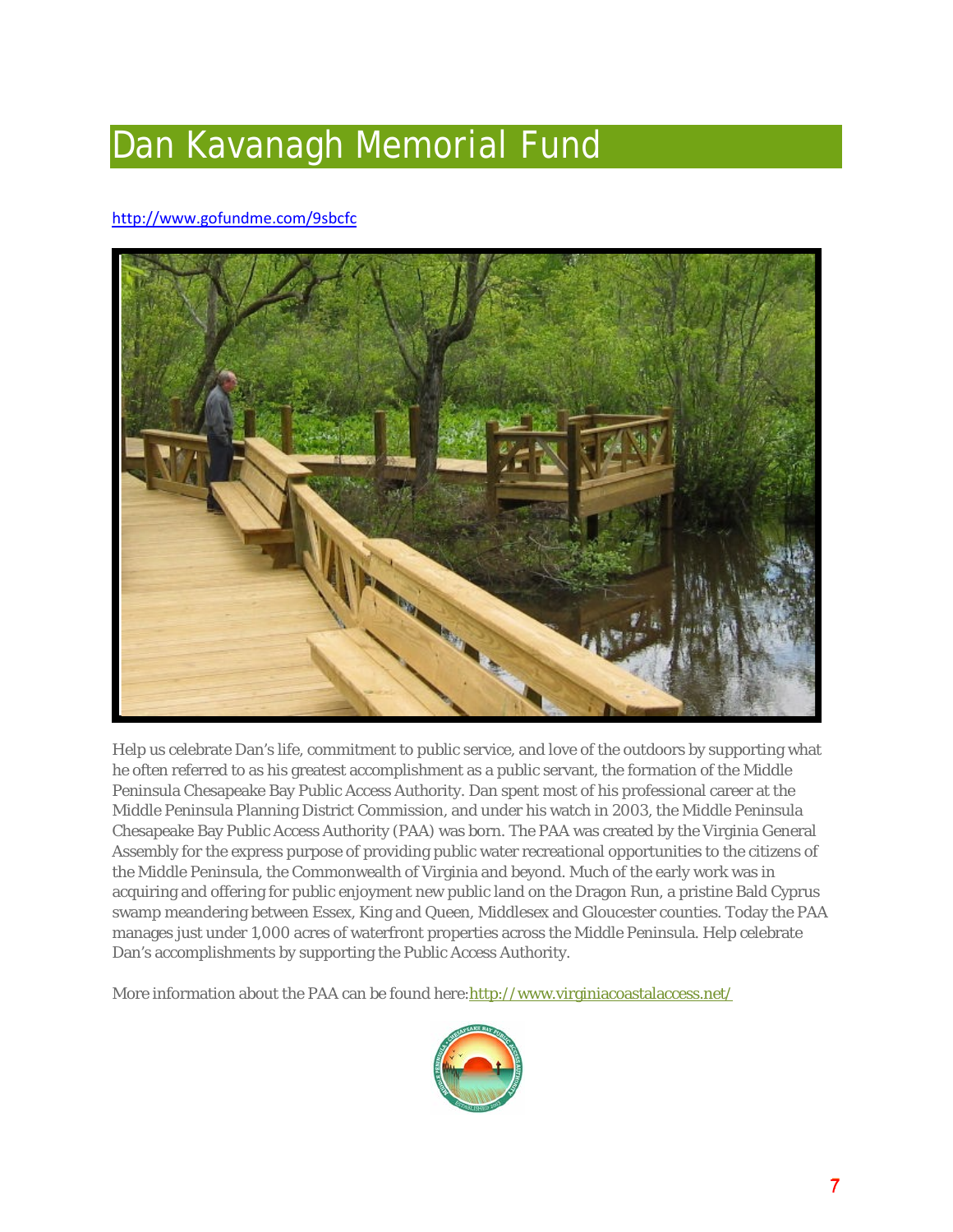# Dan Kavanagh Memorial Fund

http://www.gofundme.com/9sbcfc

Help us celebrate Dan's life, commitment to public service, and love of the outdoors by supporting what he often referred to as his greatest accomplishment as a public servant, the formation of the Middle Peninsula Chesapeake Bay Public Access Authority. Dan spent most of his professional career at the Middle Peninsula Planning District Commission, and under his watch in 2003, the Middle Peninsula Chesapeake Bay Public Access Authority (PAA) was born. The PAA was created by the Virginia General Assembly for the express purpose of providing public water recreational opportunities to the citizens of the Middle Peninsula, the Commonwealth of Virginia and beyond. Much of the early work was in acquiring and offering for public enjoyment new public land on the Dragon Run, a pristine Bald Cyprus swamp meandering between Essex, King and Queen, Middlesex and Gloucester counties. Today the PAA manages just under 1,000 acres of waterfront properties across the Middle Peninsula. Help celebrate Dan's accomplishments by supporting the Public Access Authority.

More information about the PAA can be found here: http://www.virginiacoastalaccess.net/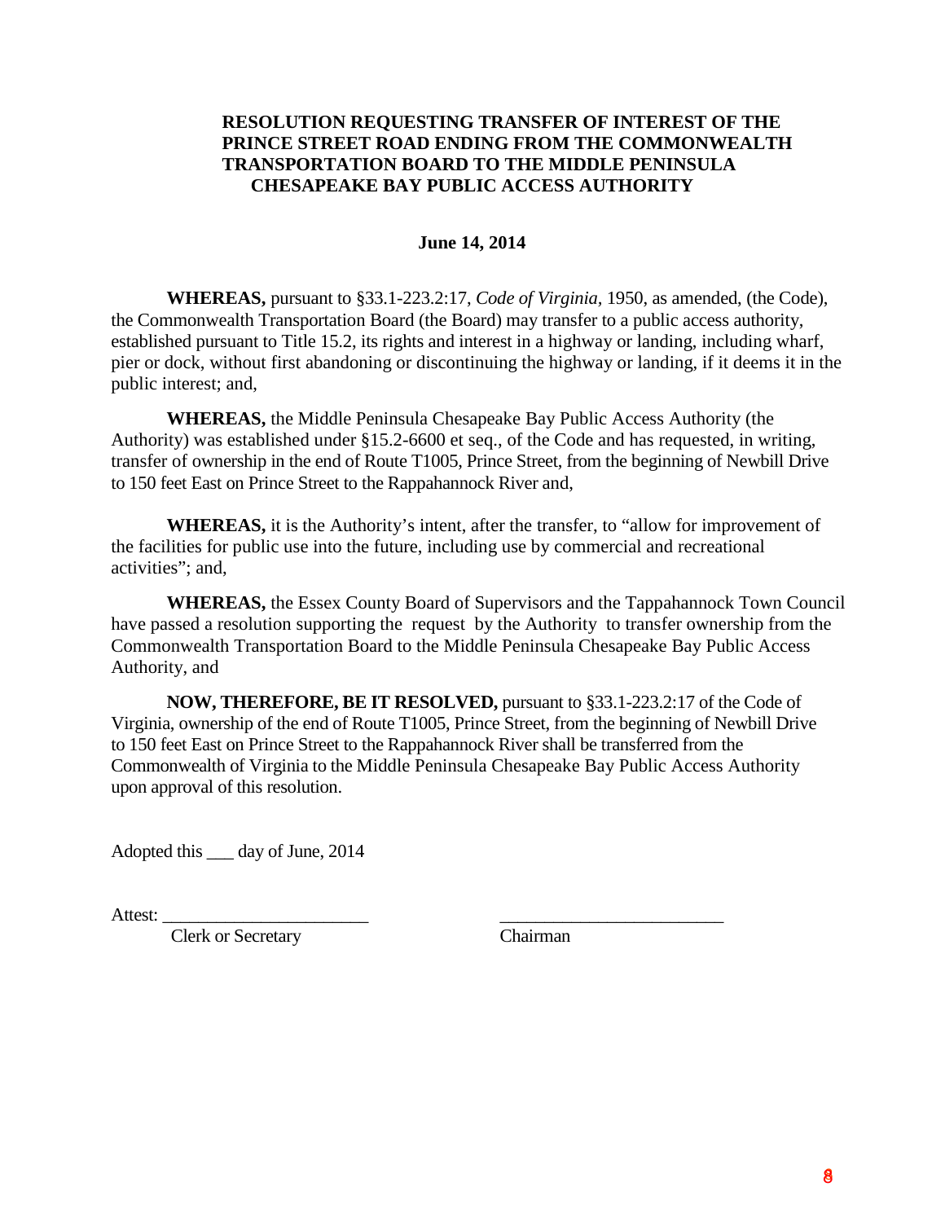# RESOLUTION REQUESTING TRANSFER OF INTEREST OF THE PRINCE STREET ROAD ENDING FROM THE COMMONWEALTH TRANSPORTATION BOARD TO THE MIDDLE PENINSULA CHESAPEAKE BAY PUBLIC ACCESS AUTHORITY

**June 14, 2014**

**WHEREAS,** pursuant to §33.1-223.2:17, *Code of Virginia*, 1950, as amended, (the Code), the Commonwealth Transportation Board (the Board) may transfer to a public access authority, established pursuant to Title 15.2, its rights and interest in a highway or landing, including wharf, pier or dock, without first abandoning or discontinuing the highway or landing, if it deems it in the public interest; and,

**WHEREAS,** the Middle Peninsula Chesapeake Bay Public Access Authority (the Authority) was established under §15.2-6600 et seq., of the Code and has requested, in writing, transfer of ownership in the end of Route T1005, Prince Street, from the beginning of Newbill Drive to 150 feet East on Prince Street to the Rappahannock River and,

**WHEREAS,** it is the Authority's intent, after the transfer, to "allow for improvement of the facilities for public use into the future, including use by commercial and recreational activities"; and,

**WHEREAS,** the Essex County Board of Supervisors and the Tappahannock Town Council have passed a resolution supporting the request by the Authority to transfer ownership from the Commonwealth Transportation Board to the Middle Peninsula Chesapeake Bay Public Access Authority, and

**NOW, THEREFORE, BE IT RESOLVED,** pursuant to §33.1-223.2:17 of the Code of Virginia, ownership of the end of Route T1005, Prince Street, from the beginning of Newbill Drive to 150 feet East on Prince Street to the Rappahannock River shall be transferred from the Commonwealth of Virginia to the Middle Peninsula Chesapeake Bay Public Access Authority upon approval of this resolution.

Adopted this ___ day of June, 2014

Attest: ______________________ &nbsp;&nbsp;&nbsp;&nbsp;&nbsp;&nbsp;&nbsp;&nbsp; ______________________

Clerk or Secretary &nbsp;&nbsp;&nbsp;&nbsp;&nbsp;&nbsp;&nbsp;&nbsp;&nbsp;&nbsp;&nbsp;&nbsp;&nbsp;&nbsp;&nbsp;&nbsp;&nbsp;&nbsp;&nbsp;&nbsp;&nbsp;&nbsp;&nbsp;&nbsp;&nbsp;&nbsp; Chairman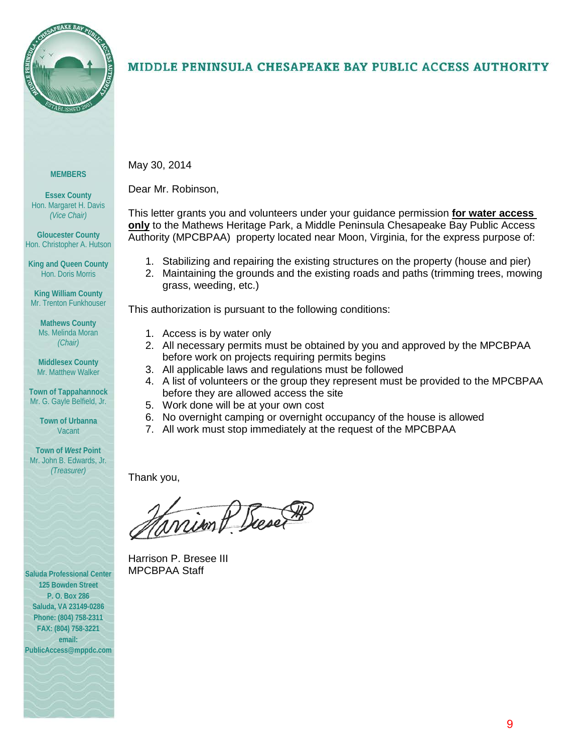# MIDDLE PENINSULA CHESAPEAKE BAY PUBLIC ACCESS AUTHORITY

**MEMBERS**

**Essex County**
Hon. Margaret H. Davis
*(Vice Chair)*

**Gloucester County**
Hon. Christopher A. Hutson

**King and Queen County**
Hon. Doris Morris

**King William County**
Mr. Trenton Funkhouser

**Mathews County**
Ms. Melinda Moran
*(Chair)*

**Middlesex County**
Mr. Matthew Walker

**Town of Tappahannock**
Mr. G. Gayle Belfield, Jr.

**Town of Urbanna**
Vacant

**Town of *West* Point**
Mr. John B. Edwards, Jr.
*(Treasurer)*

**Saluda Professional Center**
**125 Bowden Street**
**P. O. Box 286**
**Saluda, VA 23149-0286**
**Phone: (804) 758-2311**
**FAX: (804) 758-3221**
**email:**
**PublicAccess@mppdc.com**

May 30, 2014

Dear Mr. Robinson,

This letter grants you and volunteers under your guidance permission **for water access only** to the Mathews Heritage Park, a Middle Peninsula Chesapeake Bay Public Access Authority (MPCBPAA) property located near Moon, Virginia, for the express purpose of:

1. Stabilizing and repairing the existing structures on the property (house and pier)
2. Maintaining the grounds and the existing roads and paths (trimming trees, mowing grass, weeding, etc.)

This authorization is pursuant to the following conditions:

1. Access is by water only
2. All necessary permits must be obtained by you and approved by the MPCBPAA before work on projects requiring permits begins
3. All applicable laws and regulations must be followed
4. A list of volunteers or the group they represent must be provided to the MPCBPAA before they are allowed access the site
5. Work done will be at your own cost
6. No overnight camping or overnight occupancy of the house is allowed
7. All work must stop immediately at the request of the MPCBPAA

Thank you,

Harrison P. Bresee III

Harrison P. Bresee III
MPCBPAA Staff